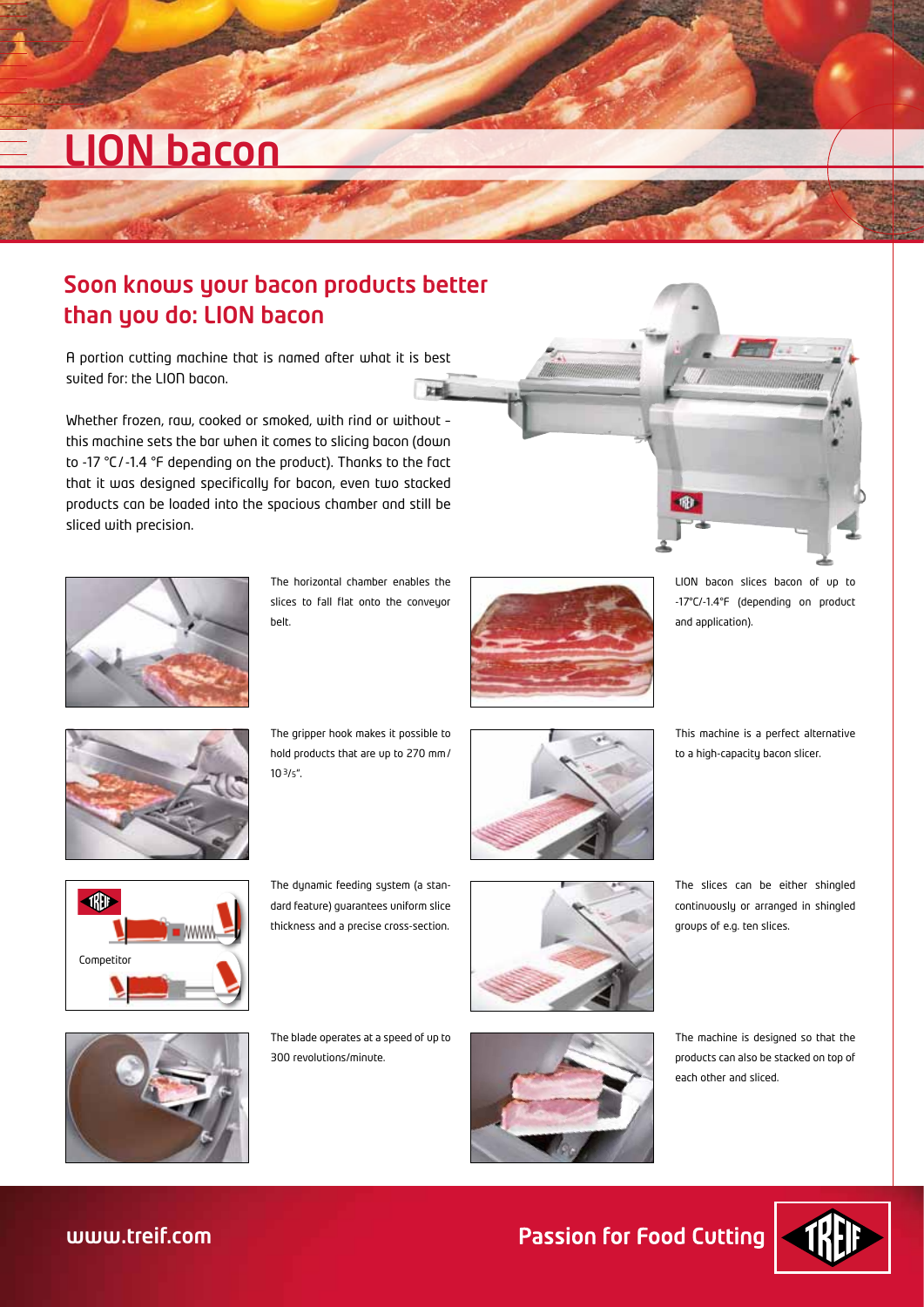# LION bacon

## Soon knows your bacon products better than you do: LION bacon

A portion cutting machine that is named after what it is best suited for: the LION bacon.

Whether frozen, raw, cooked or smoked, with rind or without – this machine sets the bar when it comes to slicing bacon (down to -17 °C / -1.4 °F depending on the product). Thanks to the fact that it was designed specifically for bacon, even two stacked products can be loaded into the spacious chamber and still be sliced with precision.

The horizontal chamber enables the slices to fall flat onto the conveyor belt.

LION bacon slices bacon of up to -17°C/-1.4°F (depending on product and application).

The gripper hook makes it possible to hold products that are up to 270 mm / 10 3/5".

This machine is a perfect alternative to a high-capacity bacon slicer.

The dynamic feeding system (a standard feature) guarantees uniform slice thickness and a precise cross-section.

Competitor

The slices can be either shingled continuously or arranged in shingled groups of e.g. ten slices.

The blade operates at a speed of up to 300 revolutions/minute.

The machine is designed so that the products can also be stacked on top of each other and sliced.

www.treif.com

Passion for Food Cutting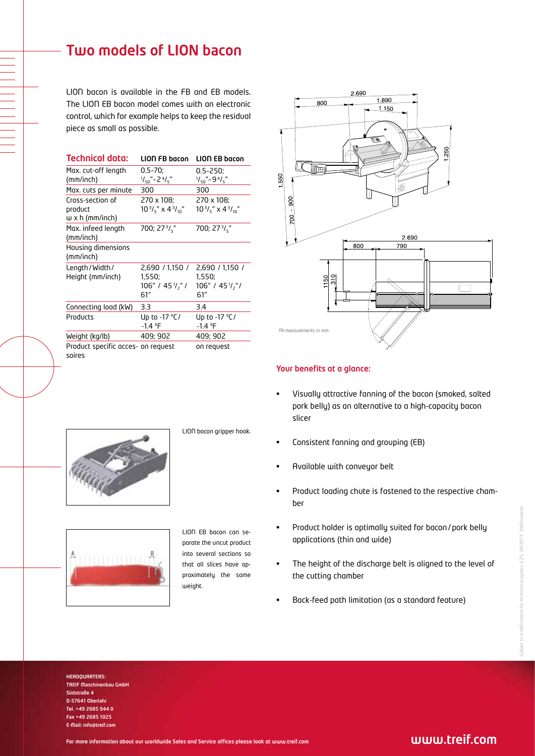# Two models of LION bacon

LION bacon is available in the FB and EB models. The LION EB bacon model comes with an electronic control, which for example helps to keep the residual piece as small as possible.

| Technical data: | LION FB bacon | LION EB bacon |
| --- | --- | --- |
| Max. cut-off length (mm/inch) | 0.5–70; $^1/_{50}$"–2 $^4/_5$" | 0.5–250; $^1/_{50}$"–9 $^4/_5$" |
| Max. cuts per minute | 300 | 300 |
| Cross-section of product w x h (mm/inch) | 270 x 108; 10 $^3/_5$" x 4 $^3/_{10}$" | 270 x 108; 10 $^3/_5$" x 4 $^3/_{10}$" |
| Max. infeed length (mm/inch) | 700; 27 $^3/_5$" | 700; 27 $^3/_5$" |
| Housing dimensions (mm/inch) | | |
| Length / Width / Height (mm/inch) | 2,690 / 1,150 / 1,550; 106" / 45 $^1/_2$" / 61" | 2,690 / 1,150 / 1,550; 106" / 45 $^1/_2$" / 61" |
| Connecting load (kW) | 3.3 | 3.4 |
| Products | Up to -17 °C / -1.4 °F | Up to -17 °C / -1.4 °F |
| Weight (kg/lb) | 409; 902 | 409; 902 |
| Product specific accessoires | on request | on request |

2.690
800
1.890
1.150
1.250
1.550
700 - 900
2.690
800
790
1150
310

All measurements in mm.

LION bacon gripper hook.

LION EB bacon can separate the uncut product into several sections so that all slices have approximately the same weight.

### Your benefits at a glance:

- Visually attractive fanning of the bacon (smoked, salted pork belly) as an alternative to a high-capacity bacon slicer
- Consistent fanning and grouping (EB)
- Available with conveyor belt
- Product loading chute is fastened to the respective chamber
- Product holder is optimally suited for bacon / pork belly applications (thin and wide)
- The height of the discharge belt is aligned to the level of the cutting chamber
- Back-feed path limitation (as a standard feature)

Subject to modifications for technical progress. 0.25 09/2013 DieDruckerei

**HEADQUARTERS:**
**TREIF Maschinenbau GmbH**
**Südstraße 4**
**D-57641 Oberlahr**
**Tel. +49 2685 944 0**
**Fax +49 2685 1025**
**E-Mail: info@treif.com**

For more information about our worldwide Sales and Service offices please look at www.treif.com

**www.treif.com**